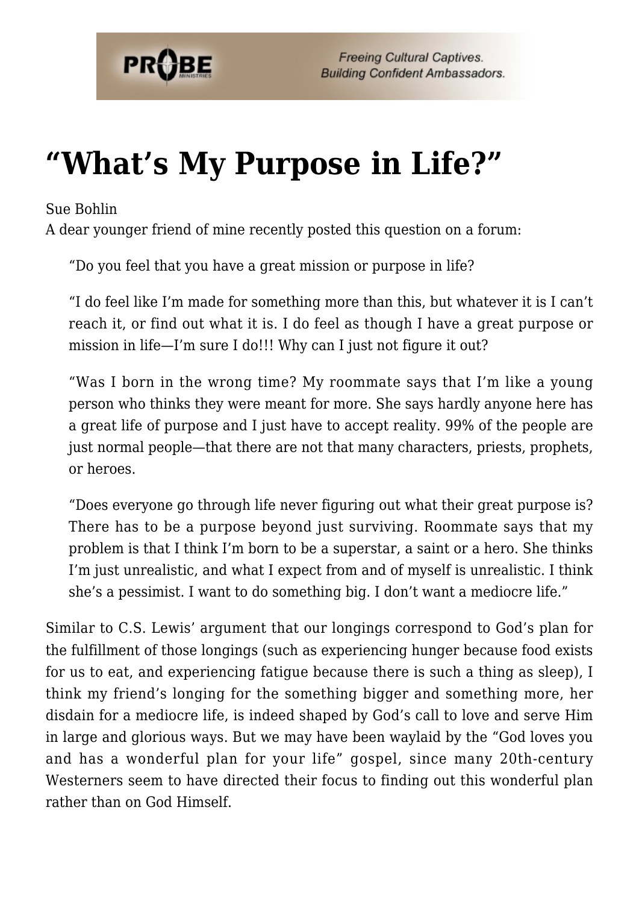# "What's My Purpose in Life?"

Sue Bohlin

A dear younger friend of mine recently posted this question on a forum:

> "Do you feel that you have a great mission or purpose in life?
>
> "I do feel like I'm made for something more than this, but whatever it is I can't reach it, or find out what it is. I do feel as though I have a great purpose or mission in life—I'm sure I do!!! Why can I just not figure it out?
>
> "Was I born in the wrong time? My roommate says that I'm like a young person who thinks they were meant for more. She says hardly anyone here has a great life of purpose and I just have to accept reality. 99% of the people are just normal people—that there are not that many characters, priests, prophets, or heroes.
>
> "Does everyone go through life never figuring out what their great purpose is? There has to be a purpose beyond just surviving. Roommate says that my problem is that I think I'm born to be a superstar, a saint or a hero. She thinks I'm just unrealistic, and what I expect from and of myself is unrealistic. I think she's a pessimist. I want to do something big. I don't want a mediocre life."

Similar to C.S. Lewis' argument that our longings correspond to God's plan for the fulfillment of those longings (such as experiencing hunger because food exists for us to eat, and experiencing fatigue because there is such a thing as sleep), I think my friend's longing for the something bigger and something more, her disdain for a mediocre life, is indeed shaped by God's call to love and serve Him in large and glorious ways. But we may have been waylaid by the "God loves you and has a wonderful plan for your life" gospel, since many 20th-century Westerners seem to have directed their focus to finding out this wonderful plan rather than on God Himself.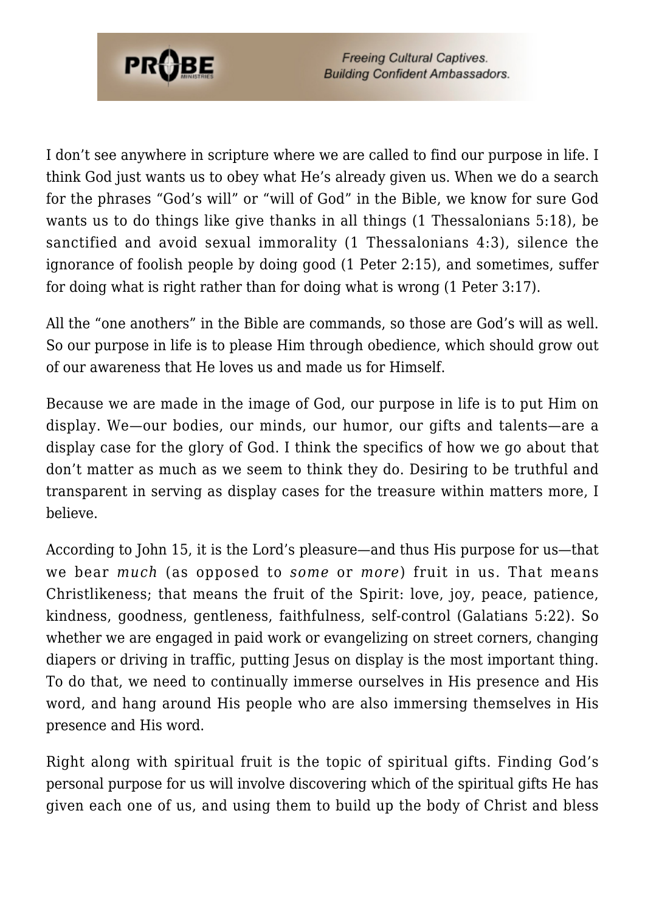I don't see anywhere in scripture where we are called to find our purpose in life. I think God just wants us to obey what He's already given us. When we do a search for the phrases "God's will" or "will of God" in the Bible, we know for sure God wants us to do things like give thanks in all things (1 Thessalonians 5:18), be sanctified and avoid sexual immorality (1 Thessalonians 4:3), silence the ignorance of foolish people by doing good (1 Peter 2:15), and sometimes, suffer for doing what is right rather than for doing what is wrong (1 Peter 3:17).

All the "one anothers" in the Bible are commands, so those are God's will as well. So our purpose in life is to please Him through obedience, which should grow out of our awareness that He loves us and made us for Himself.

Because we are made in the image of God, our purpose in life is to put Him on display. We—our bodies, our minds, our humor, our gifts and talents—are a display case for the glory of God. I think the specifics of how we go about that don't matter as much as we seem to think they do. Desiring to be truthful and transparent in serving as display cases for the treasure within matters more, I believe.

According to John 15, it is the Lord's pleasure—and thus His purpose for us—that we bear *much* (as opposed to *some* or *more*) fruit in us. That means Christlikeness; that means the fruit of the Spirit: love, joy, peace, patience, kindness, goodness, gentleness, faithfulness, self-control (Galatians 5:22). So whether we are engaged in paid work or evangelizing on street corners, changing diapers or driving in traffic, putting Jesus on display is the most important thing. To do that, we need to continually immerse ourselves in His presence and His word, and hang around His people who are also immersing themselves in His presence and His word.

Right along with spiritual fruit is the topic of spiritual gifts. Finding God's personal purpose for us will involve discovering which of the spiritual gifts He has given each one of us, and using them to build up the body of Christ and bless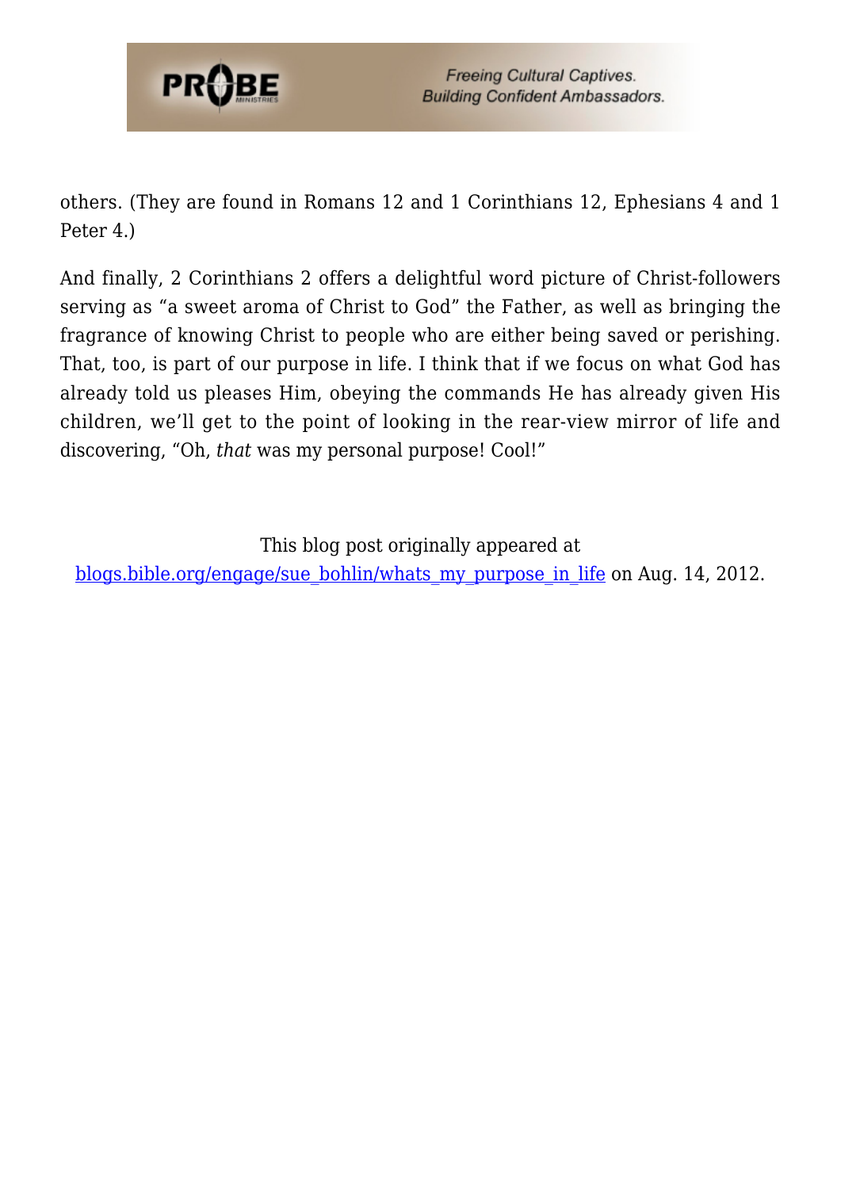others. (They are found in Romans 12 and 1 Corinthians 12, Ephesians 4 and 1 Peter 4.)

And finally, 2 Corinthians 2 offers a delightful word picture of Christ-followers serving as “a sweet aroma of Christ to God” the Father, as well as bringing the fragrance of knowing Christ to people who are either being saved or perishing. That, too, is part of our purpose in life. I think that if we focus on what God has already told us pleases Him, obeying the commands He has already given His children, we’ll get to the point of looking in the rear-view mirror of life and discovering, “Oh, *that* was my personal purpose! Cool!”

This blog post originally appeared at [blogs.bible.org/engage/sue_bohlin/whats_my_purpose_in_life](blogs.bible.org/engage/sue_bohlin/whats_my_purpose_in_life) on Aug. 14, 2012.